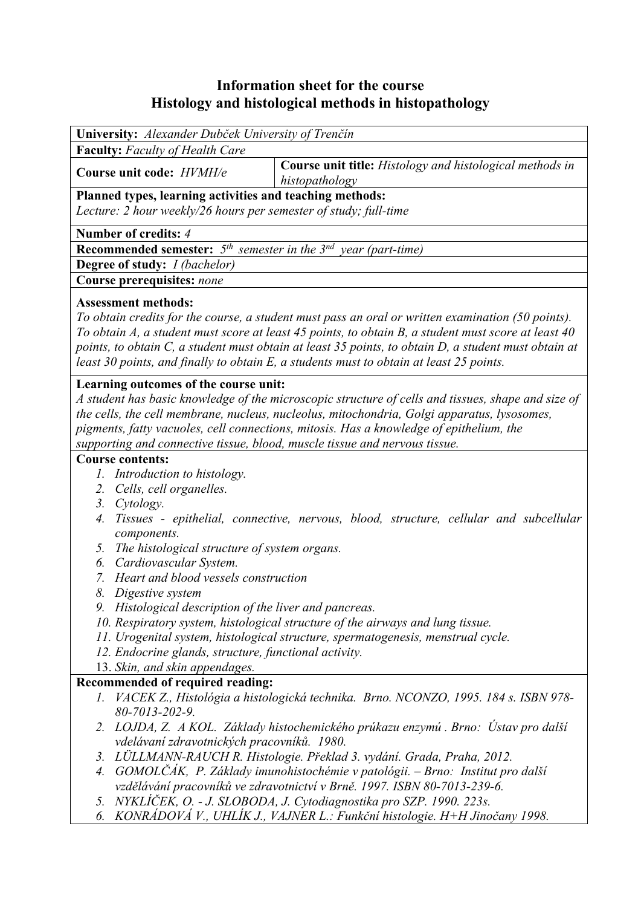# Information sheet for the course
# Histology and histological methods in histopathology

| **University:** *Alexander Dubček University of Trenčín* | |
|---|---|
| **Faculty:** *Faculty of Health Care* | |
| **Course unit code:** *HVMH/e* | **Course unit title:** *Histology and histological methods in histopathology* |

**Planned types, learning activities and teaching methods:**
*Lecture: 2 hour weekly/26 hours per semester of study; full-time*

**Number of credits:** *4*

**Recommended semester:** *5th semester in the 3rd year (part-time)*

**Degree of study:** *I (bachelor)*

**Course prerequisites:** *none*

**Assessment methods:**
*To obtain credits for the course, a student must pass an oral or written examination (50 points). To obtain A, a student must score at least 45 points, to obtain B, a student must score at least 40 points, to obtain C, a student must obtain at least 35 points, to obtain D, a student must obtain at least 30 points, and finally to obtain E, a students must to obtain at least 25 points.*

**Learning outcomes of the course unit:**
*A student has basic knowledge of the microscopic structure of cells and tissues, shape and size of the cells, the cell membrane, nucleus, nucleolus, mitochondria, Golgi apparatus, lysosomes, pigments, fatty vacuoles, cell connections, mitosis. Has a knowledge of epithelium, the supporting and connective tissue, blood, muscle tissue and nervous tissue.*

**Course contents:**

1. *Introduction to histology.*
2. *Cells, cell organelles.*
3. *Cytology.*
4. *Tissues - epithelial, connective, nervous, blood, structure, cellular and subcellular components.*
5. *The histological structure of system organs.*
6. *Cardiovascular System.*
7. *Heart and blood vessels construction*
8. *Digestive system*
9. *Histological description of the liver and pancreas.*
10. *Respiratory system, histological structure of the airways and lung tissue.*
11. *Urogenital system, histological structure, spermatogenesis, menstrual cycle.*
12. *Endocrine glands, structure, functional activity.*
13. *Skin, and skin appendages.*

**Recommended of required reading:**

1. *VACEK Z., Histológia a histologická technika. Brno. NCONZO, 1995. 184 s. ISBN 978-80-7013-202-9.*
2. *LOJDA, Z. A KOL. Základy histochemického průkazu enzymú . Brno: Ústav pro další vdelávaní zdravotnických pracovníků. 1980.*
3. *LÜLLMANN-RAUCH R. Histologie. Překlad 3. vydání. Grada, Praha, 2012.*
4. *GOMOLČÁK, P. Základy imunohistochémie v patológii. – Brno: Institut pro další vzdělávání pracovníků ve zdravotnictví v Brně. 1997. ISBN 80-7013-239-6.*
5. *NYKLÍČEK, O. - J. SLOBODA, J. Cytodiagnostika pro SZP. 1990. 223s.*
6. *KONRÁDOVÁ V., UHLÍK J., VAJNER L.: Funkční histologie. H+H Jinočany 1998.*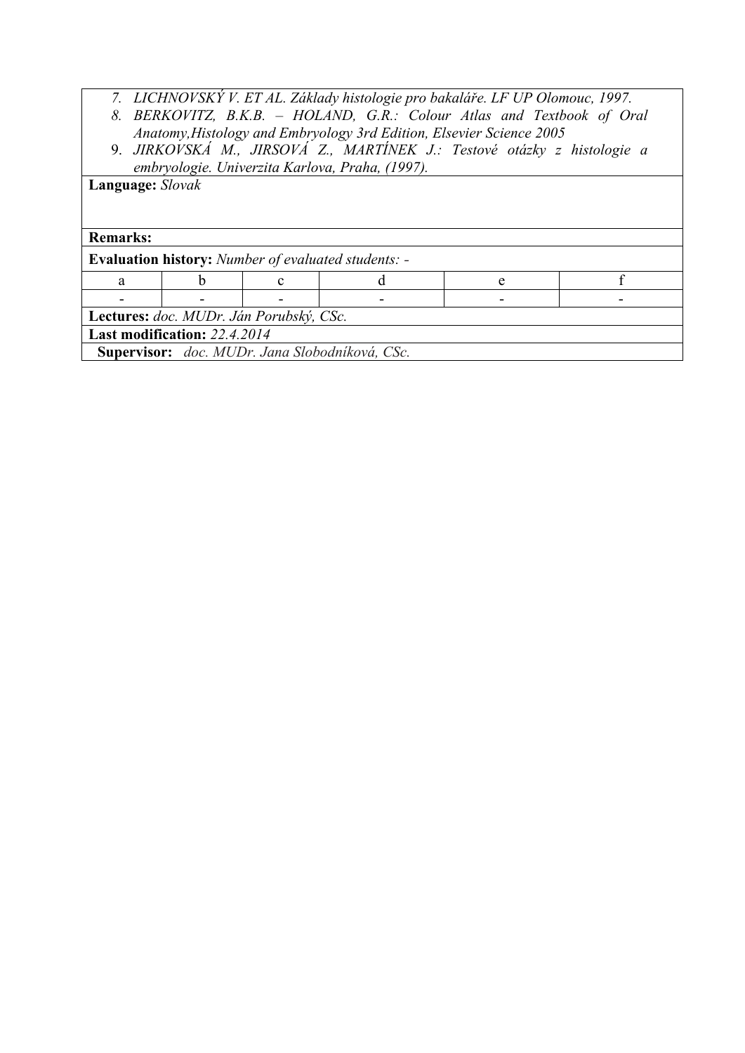7. *LICHNOVSKÝ V. ET AL. Základy histologie pro bakaláře. LF UP Olomouc, 1997.*
8. *BERKOVITZ, B.K.B. – HOLAND, G.R.: Colour Atlas and Textbook of Oral Anatomy,Histology and Embryology 3rd Edition, Elsevier Science 2005*
9. *JIRKOVSKÁ M., JIRSOVÁ Z., MARTÍNEK J.: Testové otázky z histologie a embryologie. Univerzita Karlova, Praha, (1997).*

**Language:** *Slovak*

**Remarks:**

**Evaluation history:** *Number of evaluated students: -*

| a | b | c | d | e | f |
|---|---|---|---|---|---|
| - | - | - | - | - | - |

**Lectures:** *doc. MUDr. Ján Porubský, CSc.*

**Last modification:** *22.4.2014*

**Supervisor:** *doc. MUDr. Jana Slobodníková, CSc.*